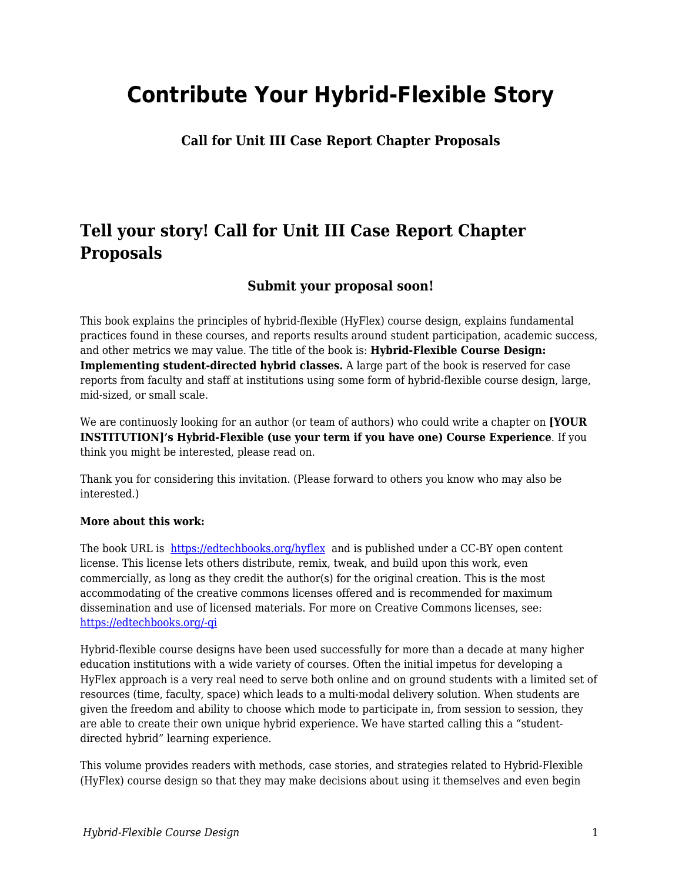# Contribute Your Hybrid-Flexible Story

### Call for Unit III Case Report Chapter Proposals

## Tell your story! Call for Unit III Case Report Chapter Proposals

### Submit your proposal soon!

This book explains the principles of hybrid-flexible (HyFlex) course design, explains fundamental practices found in these courses, and reports results around student participation, academic success, and other metrics we may value. The title of the book is: **Hybrid-Flexible Course Design: Implementing student-directed hybrid classes.** A large part of the book is reserved for case reports from faculty and staff at institutions using some form of hybrid-flexible course design, large, mid-sized, or small scale.

We are continuosly looking for an author (or team of authors) who could write a chapter on **[YOUR INSTITUTION]'s Hybrid-Flexible (use your term if you have one) Course Experience**. If you think you might be interested, please read on.

Thank you for considering this invitation. (Please forward to others you know who may also be interested.)

**More about this work:**

The book URL is [https://edtechbooks.org/hyflex](https://edtechbooks.org/hyflex) and is published under a CC-BY open content license. This license lets others distribute, remix, tweak, and build upon this work, even commercially, as long as they credit the author(s) for the original creation. This is the most accommodating of the creative commons licenses offered and is recommended for maximum dissemination and use of licensed materials. For more on Creative Commons licenses, see: [https://edtechbooks.org/-qi](https://edtechbooks.org/-qi)

Hybrid-flexible course designs have been used successfully for more than a decade at many higher education institutions with a wide variety of courses. Often the initial impetus for developing a HyFlex approach is a very real need to serve both online and on ground students with a limited set of resources (time, faculty, space) which leads to a multi-modal delivery solution. When students are given the freedom and ability to choose which mode to participate in, from session to session, they are able to create their own unique hybrid experience. We have started calling this a "student-directed hybrid" learning experience.

This volume provides readers with methods, case stories, and strategies related to Hybrid-Flexible (HyFlex) course design so that they may make decisions about using it themselves and even begin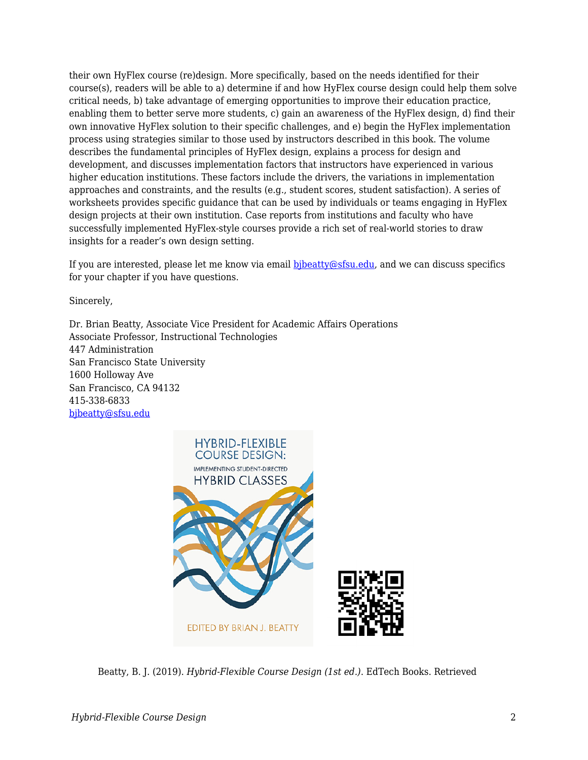their own HyFlex course (re)design. More specifically, based on the needs identified for their course(s), readers will be able to a) determine if and how HyFlex course design could help them solve critical needs, b) take advantage of emerging opportunities to improve their education practice, enabling them to better serve more students, c) gain an awareness of the HyFlex design, d) find their own innovative HyFlex solution to their specific challenges, and e) begin the HyFlex implementation process using strategies similar to those used by instructors described in this book. The volume describes the fundamental principles of HyFlex design, explains a process for design and development, and discusses implementation factors that instructors have experienced in various higher education institutions. These factors include the drivers, the variations in implementation approaches and constraints, and the results (e.g., student scores, student satisfaction). A series of worksheets provides specific guidance that can be used by individuals or teams engaging in HyFlex design projects at their own institution. Case reports from institutions and faculty who have successfully implemented HyFlex-style courses provide a rich set of real-world stories to draw insights for a reader's own design setting.

If you are interested, please let me know via email [bjbeatty@sfsu.edu](mailto:bjbeatty@sfsu.edu), and we can discuss specifics for your chapter if you have questions.

Sincerely,

Dr. Brian Beatty, Associate Vice President for Academic Affairs Operations
Associate Professor, Instructional Technologies
447 Administration
San Francisco State University
1600 Holloway Ave
San Francisco, CA 94132
415-338-6833
[bjbeatty@sfsu.edu](mailto:bjbeatty@sfsu.edu)

Beatty, B. J. (2019). *Hybrid-Flexible Course Design (1st ed.).* EdTech Books. Retrieved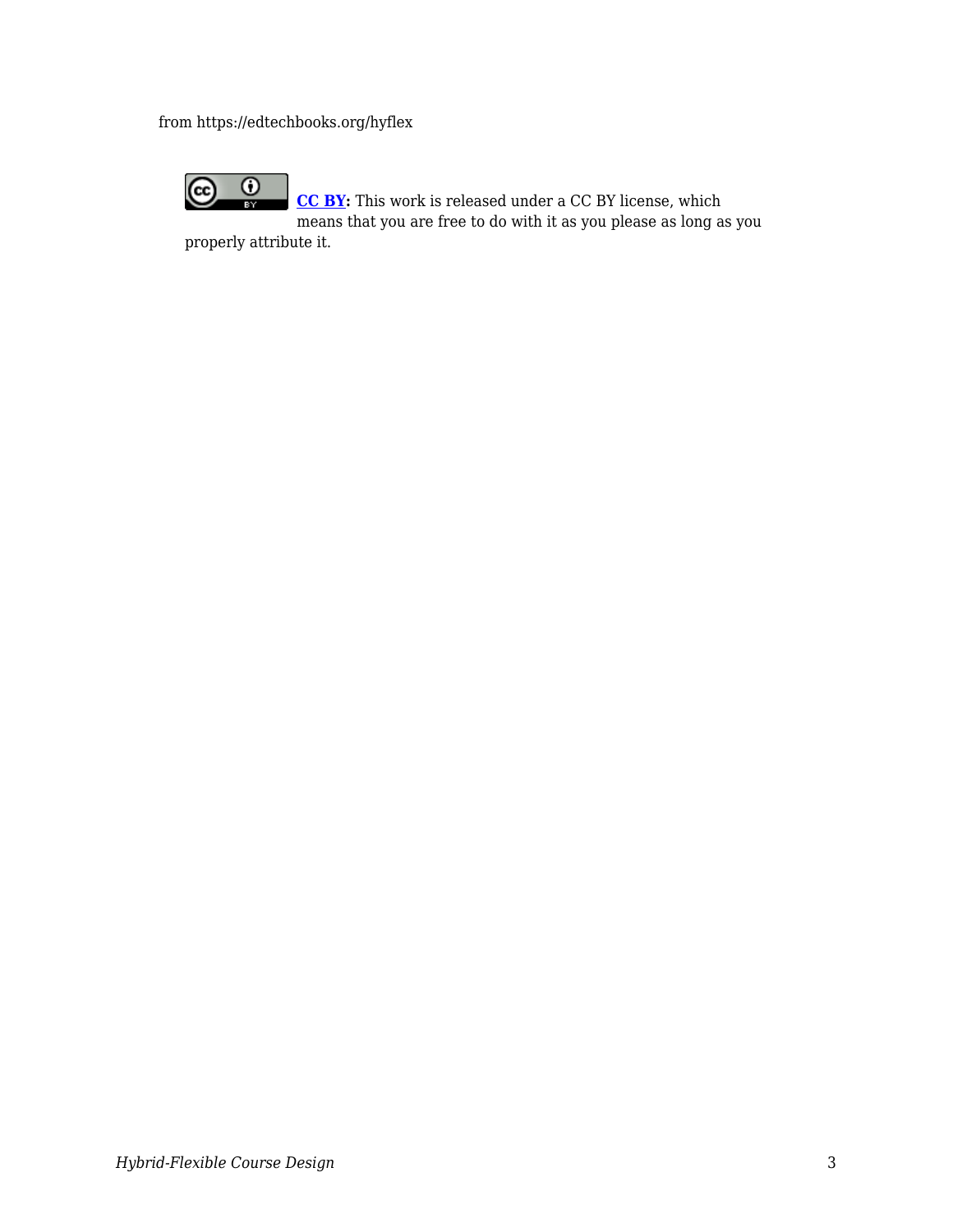from https://edtechbooks.org/hyflex

**CC BY:** This work is released under a CC BY license, which means that you are free to do with it as you please as long as you properly attribute it.